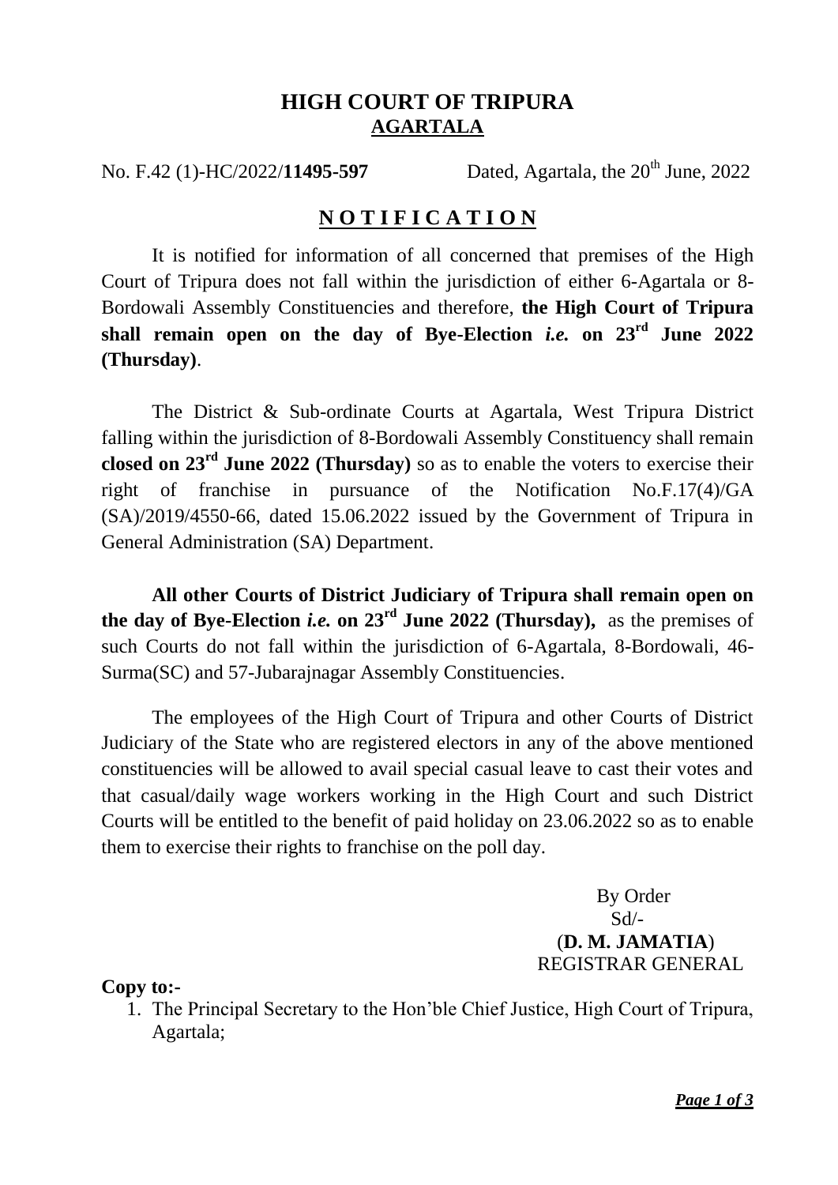# HIGH COURT OF TRIPURA
## AGARTALA

No. F.42 (1)-HC/2022/**11495-597** Dated, Agartala, the 20th June, 2022

## NOTIFICATION

It is notified for information of all concerned that premises of the High Court of Tripura does not fall within the jurisdiction of either 6-Agartala or 8-Bordowali Assembly Constituencies and therefore, **the High Court of Tripura shall remain open on the day of Bye-Election *i.e.* on 23rd June 2022 (Thursday)**.

The District & Sub-ordinate Courts at Agartala, West Tripura District falling within the jurisdiction of 8-Bordowali Assembly Constituency shall remain **closed on 23rd June 2022 (Thursday)** so as to enable the voters to exercise their right of franchise in pursuance of the Notification No.F.17(4)/GA (SA)/2019/4550-66, dated 15.06.2022 issued by the Government of Tripura in General Administration (SA) Department.

**All other Courts of District Judiciary of Tripura shall remain open on the day of Bye-Election *i.e.* on 23rd June 2022 (Thursday),** as the premises of such Courts do not fall within the jurisdiction of 6-Agartala, 8-Bordowali, 46-Surma(SC) and 57-Jubarajnagar Assembly Constituencies.

The employees of the High Court of Tripura and other Courts of District Judiciary of the State who are registered electors in any of the above mentioned constituencies will be allowed to avail special casual leave to cast their votes and that casual/daily wage workers working in the High Court and such District Courts will be entitled to the benefit of paid holiday on 23.06.2022 so as to enable them to exercise their rights to franchise on the poll day.

By Order
Sd/-
(**D. M. JAMATIA**)
REGISTRAR GENERAL

**Copy to:-**

1. The Principal Secretary to the Hon'ble Chief Justice, High Court of Tripura, Agartala;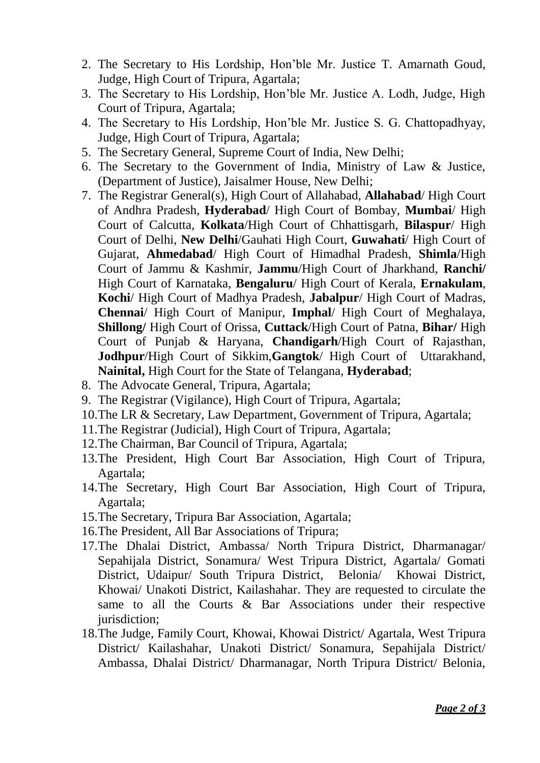2. The Secretary to His Lordship, Hon'ble Mr. Justice T. Amarnath Goud, Judge, High Court of Tripura, Agartala;
3. The Secretary to His Lordship, Hon'ble Mr. Justice A. Lodh, Judge, High Court of Tripura, Agartala;
4. The Secretary to His Lordship, Hon'ble Mr. Justice S. G. Chattopadhyay, Judge, High Court of Tripura, Agartala;
5. The Secretary General, Supreme Court of India, New Delhi;
6. The Secretary to the Government of India, Ministry of Law & Justice, (Department of Justice), Jaisalmer House, New Delhi;
7. The Registrar General(s), High Court of Allahabad, **Allahabad**/ High Court of Andhra Pradesh, **Hyderabad**/ High Court of Bombay, **Mumbai**/ High Court of Calcutta, **Kolkata**/High Court of Chhattisgarh, **Bilaspur**/ High Court of Delhi, **New Delhi**/Gauhati High Court, **Guwahati**/ High Court of Gujarat, **Ahmedabad**/ High Court of Himadhal Pradesh, **Shimla**/High Court of Jammu & Kashmir, **Jammu**/High Court of Jharkhand, **Ranchi/** High Court of Karnataka, **Bengaluru**/ High Court of Kerala, **Ernakulam**, **Kochi**/ High Court of Madhya Pradesh, **Jabalpur**/ High Court of Madras, **Chennai**/ High Court of Manipur, **Imphal**/ High Court of Meghalaya, **Shillong/** High Court of Orissa, **Cuttack**/High Court of Patna, **Bihar/** High Court of Punjab & Haryana, **Chandigarh**/High Court of Rajasthan, **Jodhpur**/High Court of Sikkim,**Gangtok**/ High Court of Uttarakhand, **Nainital,** High Court for the State of Telangana, **Hyderabad**;
8. The Advocate General, Tripura, Agartala;
9. The Registrar (Vigilance), High Court of Tripura, Agartala;
10. The LR & Secretary, Law Department, Government of Tripura, Agartala;
11. The Registrar (Judicial), High Court of Tripura, Agartala;
12. The Chairman, Bar Council of Tripura, Agartala;
13. The President, High Court Bar Association, High Court of Tripura, Agartala;
14. The Secretary, High Court Bar Association, High Court of Tripura, Agartala;
15. The Secretary, Tripura Bar Association, Agartala;
16. The President, All Bar Associations of Tripura;
17. The Dhalai District, Ambassa/ North Tripura District, Dharmanagar/ Sepahijala District, Sonamura/ West Tripura District, Agartala/ Gomati District, Udaipur/ South Tripura District, Belonia/ Khowai District, Khowai/ Unakoti District, Kailashahar. They are requested to circulate the same to all the Courts & Bar Associations under their respective jurisdiction;
18. The Judge, Family Court, Khowai, Khowai District/ Agartala, West Tripura District/ Kailashahar, Unakoti District/ Sonamura, Sepahijala District/ Ambassa, Dhalai District/ Dharmanagar, North Tripura District/ Belonia,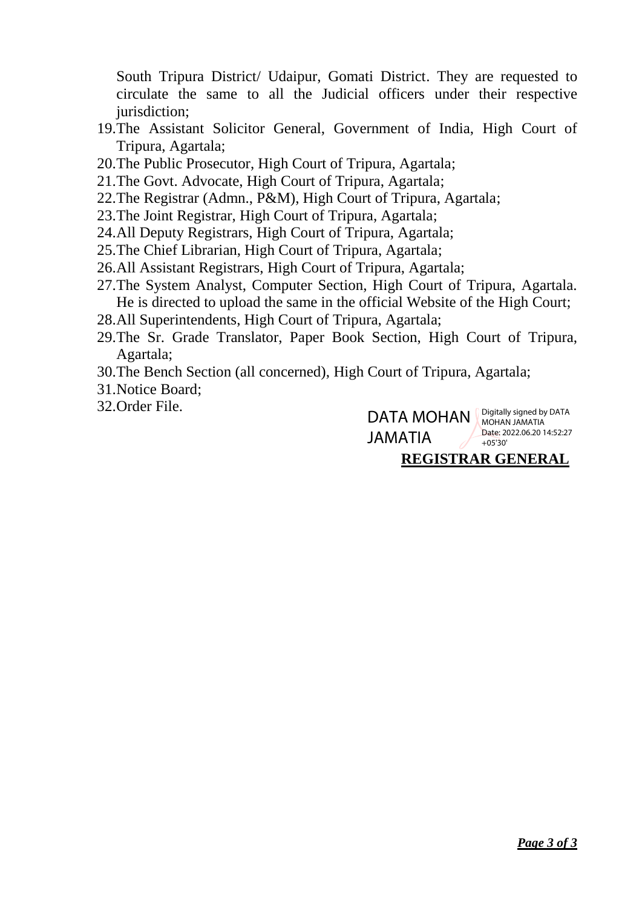South Tripura District/ Udaipur, Gomati District. They are requested to circulate the same to all the Judicial officers under their respective jurisdiction;

19. The Assistant Solicitor General, Government of India, High Court of Tripura, Agartala;
20. The Public Prosecutor, High Court of Tripura, Agartala;
21. The Govt. Advocate, High Court of Tripura, Agartala;
22. The Registrar (Admn., P&M), High Court of Tripura, Agartala;
23. The Joint Registrar, High Court of Tripura, Agartala;
24. All Deputy Registrars, High Court of Tripura, Agartala;
25. The Chief Librarian, High Court of Tripura, Agartala;
26. All Assistant Registrars, High Court of Tripura, Agartala;
27. The System Analyst, Computer Section, High Court of Tripura, Agartala. He is directed to upload the same in the official Website of the High Court;
28. All Superintendents, High Court of Tripura, Agartala;
29. The Sr. Grade Translator, Paper Book Section, High Court of Tripura, Agartala;
30. The Bench Section (all concerned), High Court of Tripura, Agartala;
31. Notice Board;
32. Order File.

DATA MOHAN JAMATIA

Digitally signed by DATA MOHAN JAMATIA
Date: 2022.06.20 14:52:27 +05'30'

**REGISTRAR GENERAL**